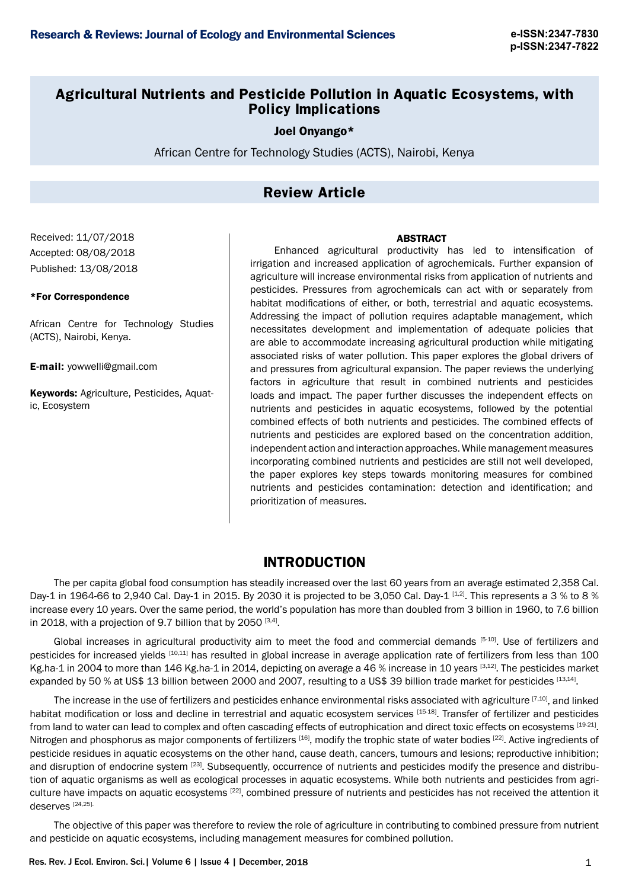# Agricultural Nutrients and Pesticide Pollution in Aquatic Ecosystems, with Policy Implications

**Joel Onyango***

African Centre for Technology Studies (ACTS), Nairobi, Kenya

## Review Article

Received: 11/07/2018
Accepted: 08/08/2018
Published: 13/08/2018

***For Correspondence**

African Centre for Technology Studies (ACTS), Nairobi, Kenya.

**E-mail:** yowwelli@gmail.com

**Keywords:** Agriculture, Pesticides, Aquatic, Ecosystem

### ABSTRACT

Enhanced agricultural productivity has led to intensification of irrigation and increased application of agrochemicals. Further expansion of agriculture will increase environmental risks from application of nutrients and pesticides. Pressures from agrochemicals can act with or separately from habitat modifications of either, or both, terrestrial and aquatic ecosystems. Addressing the impact of pollution requires adaptable management, which necessitates development and implementation of adequate policies that are able to accommodate increasing agricultural production while mitigating associated risks of water pollution. This paper explores the global drivers of and pressures from agricultural expansion. The paper reviews the underlying factors in agriculture that result in combined nutrients and pesticides loads and impact. The paper further discusses the independent effects on nutrients and pesticides in aquatic ecosystems, followed by the potential combined effects of both nutrients and pesticides. The combined effects of nutrients and pesticides are explored based on the concentration addition, independent action and interaction approaches. While management measures incorporating combined nutrients and pesticides are still not well developed, the paper explores key steps towards monitoring measures for combined nutrients and pesticides contamination: detection and identification; and prioritization of measures.

## INTRODUCTION

The per capita global food consumption has steadily increased over the last 60 years from an average estimated 2,358 Cal. Day-1 in 1964-66 to 2,940 Cal. Day-1 in 2015. By 2030 it is projected to be 3,050 Cal. Day-1 [1,2]. This represents a 3 % to 8 % increase every 10 years. Over the same period, the world's population has more than doubled from 3 billion in 1960, to 7.6 billion in 2018, with a projection of 9.7 billion that by 2050 [3,4].

Global increases in agricultural productivity aim to meet the food and commercial demands [5-10]. Use of fertilizers and pesticides for increased yields [10,11] has resulted in global increase in average application rate of fertilizers from less than 100 Kg.ha-1 in 2004 to more than 146 Kg.ha-1 in 2014, depicting on average a 46 % increase in 10 years [3,12]. The pesticides market expanded by 50 % at US$ 13 billion between 2000 and 2007, resulting to a US$ 39 billion trade market for pesticides [13,14].

The increase in the use of fertilizers and pesticides enhance environmental risks associated with agriculture [7,10], and linked habitat modification or loss and decline in terrestrial and aquatic ecosystem services [15-18]. Transfer of fertilizer and pesticides from land to water can lead to complex and often cascading effects of eutrophication and direct toxic effects on ecosystems [19-21]. Nitrogen and phosphorus as major components of fertilizers [16], modify the trophic state of water bodies [22]. Active ingredients of pesticide residues in aquatic ecosystems on the other hand, cause death, cancers, tumours and lesions; reproductive inhibition; and disruption of endocrine system [23]. Subsequently, occurrence of nutrients and pesticides modify the presence and distribution of aquatic organisms as well as ecological processes in aquatic ecosystems. While both nutrients and pesticides from agriculture have impacts on aquatic ecosystems [22], combined pressure of nutrients and pesticides has not received the attention it deserves [24,25].

The objective of this paper was therefore to review the role of agriculture in contributing to combined pressure from nutrient and pesticide on aquatic ecosystems, including management measures for combined pollution.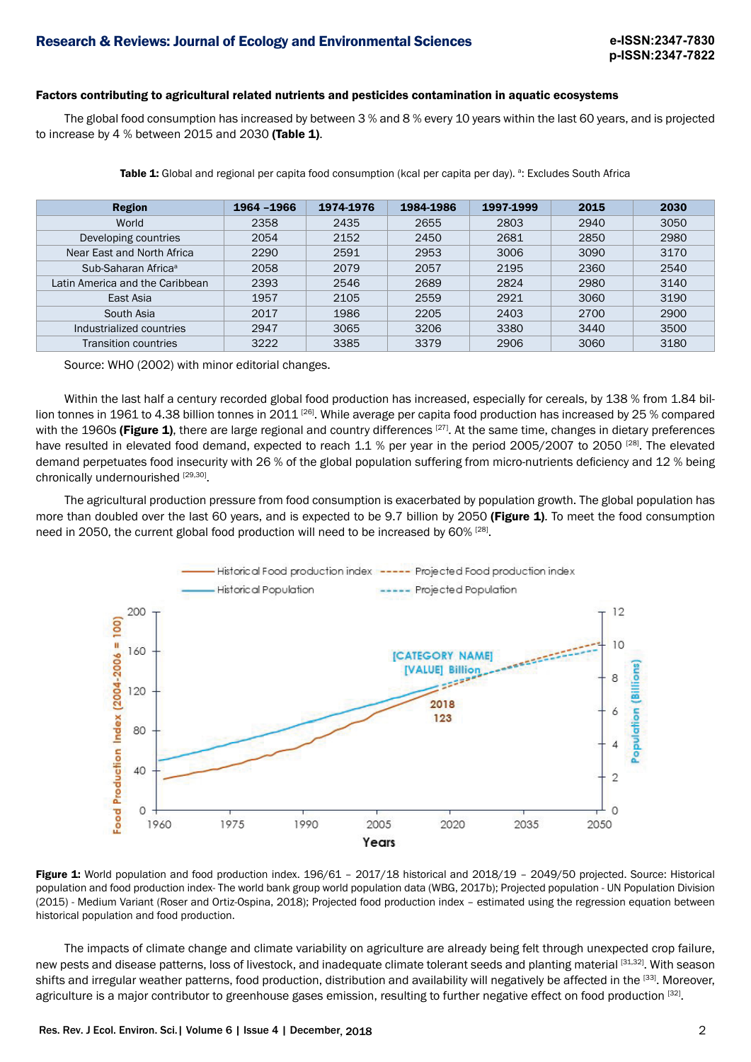**Factors contributing to agricultural related nutrients and pesticides contamination in aquatic ecosystems**

The global food consumption has increased by between 3 % and 8 % every 10 years within the last 60 years, and is projected to increase by 4 % between 2015 and 2030 **(Table 1)**.

**Table 1:** Global and regional per capita food consumption (kcal per capita per day). [a]: Excludes South Africa

| Region | 1964 –1966 | 1974-1976 | 1984-1986 | 1997-1999 | 2015 | 2030 |
|---|---|---|---|---|---|---|
| World | 2358 | 2435 | 2655 | 2803 | 2940 | 3050 |
| Developing countries | 2054 | 2152 | 2450 | 2681 | 2850 | 2980 |
| Near East and North Africa | 2290 | 2591 | 2953 | 3006 | 3090 | 3170 |
| Sub-Saharan Africa[a] | 2058 | 2079 | 2057 | 2195 | 2360 | 2540 |
| Latin America and the Caribbean | 2393 | 2546 | 2689 | 2824 | 2980 | 3140 |
| East Asia | 1957 | 2105 | 2559 | 2921 | 3060 | 3190 |
| South Asia | 2017 | 1986 | 2205 | 2403 | 2700 | 2900 |
| Industrialized countries | 2947 | 3065 | 3206 | 3380 | 3440 | 3500 |
| Transition countries | 3222 | 3385 | 3379 | 2906 | 3060 | 3180 |

Source: WHO (2002) with minor editorial changes.

Within the last half a century recorded global food production has increased, especially for cereals, by 138 % from 1.84 billion tonnes in 1961 to 4.38 billion tonnes in 2011 [26]. While average per capita food production has increased by 25 % compared with the 1960s **(Figure 1)**, there are large regional and country differences [27]. At the same time, changes in dietary preferences have resulted in elevated food demand, expected to reach 1.1 % per year in the period 2005/2007 to 2050 [28]. The elevated demand perpetuates food insecurity with 26 % of the global population suffering from micro-nutrients deficiency and 12 % being chronically undernourished [29,30].

The agricultural production pressure from food consumption is exacerbated by population growth. The global population has more than doubled over the last 60 years, and is expected to be 9.7 billion by 2050 **(Figure 1)**. To meet the food consumption need in 2050, the current global food production will need to be increased by 60% [28].

**Figure 1:** World population and food production index. 196/61 – 2017/18 historical and 2018/19 – 2049/50 projected. Source: Historical population and food production index- The world bank group world population data (WBG, 2017b); Projected population - UN Population Division (2015) - Medium Variant (Roser and Ortiz-Ospina, 2018); Projected food production index – estimated using the regression equation between historical population and food production.

The impacts of climate change and climate variability on agriculture are already being felt through unexpected crop failure, new pests and disease patterns, loss of livestock, and inadequate climate tolerant seeds and planting material [31,32]. With season shifts and irregular weather patterns, food production, distribution and availability will negatively be affected in the [33]. Moreover, agriculture is a major contributor to greenhouse gases emission, resulting to further negative effect on food production [32].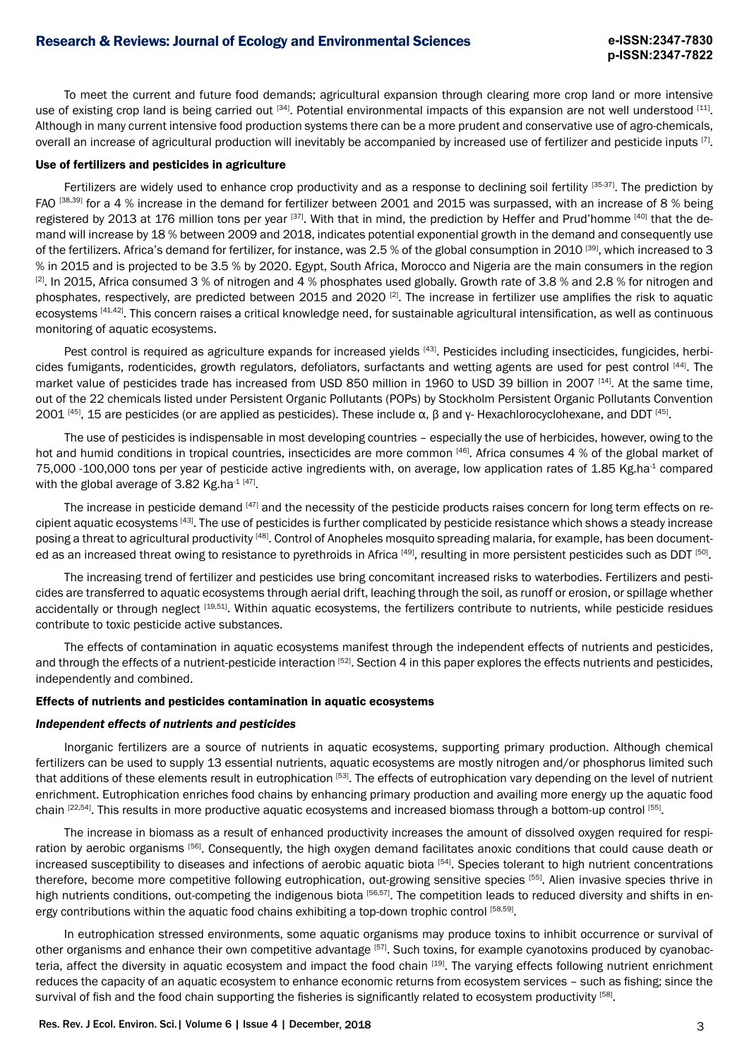To meet the current and future food demands; agricultural expansion through clearing more crop land or more intensive use of existing crop land is being carried out [34]. Potential environmental impacts of this expansion are not well understood [11]. Although in many current intensive food production systems there can be a more prudent and conservative use of agro-chemicals, overall an increase of agricultural production will inevitably be accompanied by increased use of fertilizer and pesticide inputs [7].

### Use of fertilizers and pesticides in agriculture

Fertilizers are widely used to enhance crop productivity and as a response to declining soil fertility [35-37]. The prediction by FAO [38,39] for a 4 % increase in the demand for fertilizer between 2001 and 2015 was surpassed, with an increase of 8 % being registered by 2013 at 176 million tons per year [37]. With that in mind, the prediction by Heffer and Prud'homme [40] that the demand will increase by 18 % between 2009 and 2018, indicates potential exponential growth in the demand and consequently use of the fertilizers. Africa's demand for fertilizer, for instance, was 2.5 % of the global consumption in 2010 [39], which increased to 3 % in 2015 and is projected to be 3.5 % by 2020. Egypt, South Africa, Morocco and Nigeria are the main consumers in the region [2]. In 2015, Africa consumed 3 % of nitrogen and 4 % phosphates used globally. Growth rate of 3.8 % and 2.8 % for nitrogen and phosphates, respectively, are predicted between 2015 and 2020 [2]. The increase in fertilizer use amplifies the risk to aquatic ecosystems [41,42]. This concern raises a critical knowledge need, for sustainable agricultural intensification, as well as continuous monitoring of aquatic ecosystems.

Pest control is required as agriculture expands for increased yields [43]. Pesticides including insecticides, fungicides, herbicides fumigants, rodenticides, growth regulators, defoliators, surfactants and wetting agents are used for pest control [44]. The market value of pesticides trade has increased from USD 850 million in 1960 to USD 39 billion in 2007 [14]. At the same time, out of the 22 chemicals listed under Persistent Organic Pollutants (POPs) by Stockholm Persistent Organic Pollutants Convention 2001 [45], 15 are pesticides (or are applied as pesticides). These include α, β and γ- Hexachlorocyclohexane, and DDT [45].

The use of pesticides is indispensable in most developing countries – especially the use of herbicides, however, owing to the hot and humid conditions in tropical countries, insecticides are more common [46]. Africa consumes 4 % of the global market of 75,000 -100,000 tons per year of pesticide active ingredients with, on average, low application rates of 1.85 $Kg.ha^{-1}$ compared with the global average of 3.82 $Kg.ha^{-1}$ [47].

The increase in pesticide demand [47] and the necessity of the pesticide products raises concern for long term effects on recipient aquatic ecosystems [43]. The use of pesticides is further complicated by pesticide resistance which shows a steady increase posing a threat to agricultural productivity [48]. Control of Anopheles mosquito spreading malaria, for example, has been documented as an increased threat owing to resistance to pyrethroids in Africa [49], resulting in more persistent pesticides such as DDT [50].

The increasing trend of fertilizer and pesticides use bring concomitant increased risks to waterbodies. Fertilizers and pesticides are transferred to aquatic ecosystems through aerial drift, leaching through the soil, as runoff or erosion, or spillage whether accidentally or through neglect [19,51]. Within aquatic ecosystems, the fertilizers contribute to nutrients, while pesticide residues contribute to toxic pesticide active substances.

The effects of contamination in aquatic ecosystems manifest through the independent effects of nutrients and pesticides, and through the effects of a nutrient-pesticide interaction [52]. Section 4 in this paper explores the effects nutrients and pesticides, independently and combined.

### Effects of nutrients and pesticides contamination in aquatic ecosystems

#### *Independent effects of nutrients and pesticides*

Inorganic fertilizers are a source of nutrients in aquatic ecosystems, supporting primary production. Although chemical fertilizers can be used to supply 13 essential nutrients, aquatic ecosystems are mostly nitrogen and/or phosphorus limited such that additions of these elements result in eutrophication [53]. The effects of eutrophication vary depending on the level of nutrient enrichment. Eutrophication enriches food chains by enhancing primary production and availing more energy up the aquatic food chain [22,54]. This results in more productive aquatic ecosystems and increased biomass through a bottom-up control [55].

The increase in biomass as a result of enhanced productivity increases the amount of dissolved oxygen required for respiration by aerobic organisms [56]. Consequently, the high oxygen demand facilitates anoxic conditions that could cause death or increased susceptibility to diseases and infections of aerobic aquatic biota [54]. Species tolerant to high nutrient concentrations therefore, become more competitive following eutrophication, out-growing sensitive species [55]. Alien invasive species thrive in high nutrients conditions, out-competing the indigenous biota [56,57]. The competition leads to reduced diversity and shifts in energy contributions within the aquatic food chains exhibiting a top-down trophic control [58,59].

In eutrophication stressed environments, some aquatic organisms may produce toxins to inhibit occurrence or survival of other organisms and enhance their own competitive advantage [57]. Such toxins, for example cyanotoxins produced by cyanobacteria, affect the diversity in aquatic ecosystem and impact the food chain [19]. The varying effects following nutrient enrichment reduces the capacity of an aquatic ecosystem to enhance economic returns from ecosystem services – such as fishing; since the survival of fish and the food chain supporting the fisheries is significantly related to ecosystem productivity [58].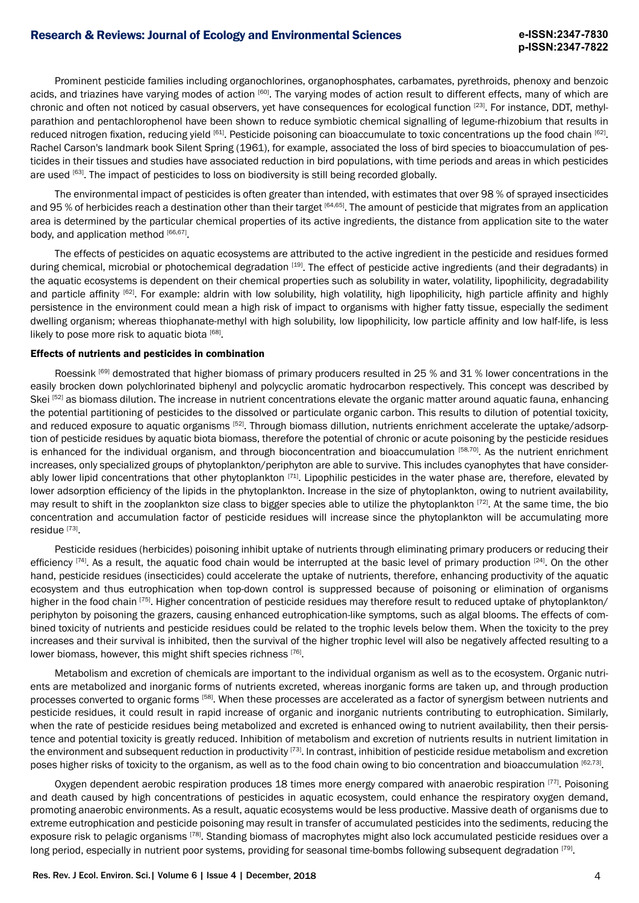Prominent pesticide families including organochlorines, organophosphates, carbamates, pyrethroids, phenoxy and benzoic acids, and triazines have varying modes of action [60]. The varying modes of action result to different effects, many of which are chronic and often not noticed by casual observers, yet have consequences for ecological function [23]. For instance, DDT, methyl-parathion and pentachlorophenol have been shown to reduce symbiotic chemical signalling of legume-rhizobium that results in reduced nitrogen fixation, reducing yield [61]. Pesticide poisoning can bioaccumulate to toxic concentrations up the food chain [62]. Rachel Carson's landmark book Silent Spring (1961), for example, associated the loss of bird species to bioaccumulation of pesticides in their tissues and studies have associated reduction in bird populations, with time periods and areas in which pesticides are used [63]. The impact of pesticides to loss on biodiversity is still being recorded globally.

The environmental impact of pesticides is often greater than intended, with estimates that over 98 % of sprayed insecticides and 95 % of herbicides reach a destination other than their target [64,65]. The amount of pesticide that migrates from an application area is determined by the particular chemical properties of its active ingredients, the distance from application site to the water body, and application method [66,67].

The effects of pesticides on aquatic ecosystems are attributed to the active ingredient in the pesticide and residues formed during chemical, microbial or photochemical degradation [19]. The effect of pesticide active ingredients (and their degradants) in the aquatic ecosystems is dependent on their chemical properties such as solubility in water, volatility, lipophilicity, degradability and particle affinity [62]. For example: aldrin with low solubility, high volatility, high lipophilicity, high particle affinity and highly persistence in the environment could mean a high risk of impact to organisms with higher fatty tissue, especially the sediment dwelling organism; whereas thiophanate-methyl with high solubility, low lipophilicity, low particle affinity and low half-life, is less likely to pose more risk to aquatic biota [68].

#### Effects of nutrients and pesticides in combination

Roessink [69] demostrated that higher biomass of primary producers resulted in 25 % and 31 % lower concentrations in the easily brocken down polychlorinated biphenyl and polycyclic aromatic hydrocarbon respectively. This concept was described by Skei [52] as biomass dilution. The increase in nutrient concentrations elevate the organic matter around aquatic fauna, enhancing the potential partitioning of pesticides to the dissolved or particulate organic carbon. This results to dilution of potential toxicity, and reduced exposure to aquatic organisms [52]. Through biomass dillution, nutrients enrichment accelerate the uptake/adsorption of pesticide residues by aquatic biota biomass, therefore the potential of chronic or acute poisoning by the pesticide residues is enhanced for the individual organism, and through bioconcentration and bioaccumulation [58,70]. As the nutrient enrichment increases, only specialized groups of phytoplankton/periphyton are able to survive. This includes cyanophytes that have considerably lower lipid concentrations that other phytoplankton [71]. Lipophilic pesticides in the water phase are, therefore, elevated by lower adsorption efficiency of the lipids in the phytoplankton. Increase in the size of phytoplankton, owing to nutrient availability, may result to shift in the zooplankton size class to bigger species able to utilize the phytoplankton [72]. At the same time, the bio concentration and accumulation factor of pesticide residues will increase since the phytoplankton will be accumulating more residue [73].

Pesticide residues (herbicides) poisoning inhibit uptake of nutrients through eliminating primary producers or reducing their efficiency [74]. As a result, the aquatic food chain would be interrupted at the basic level of primary production [24]. On the other hand, pesticide residues (insecticides) could accelerate the uptake of nutrients, therefore, enhancing productivity of the aquatic ecosystem and thus eutrophication when top-down control is suppressed because of poisoning or elimination of organisms higher in the food chain [75]. Higher concentration of pesticide residues may therefore result to reduced uptake of phytoplankton/periphyton by poisoning the grazers, causing enhanced eutrophication-like symptoms, such as algal blooms. The effects of combined toxicity of nutrients and pesticide residues could be related to the trophic levels below them. When the toxicity to the prey increases and their survival is inhibited, then the survival of the higher trophic level will also be negatively affected resulting to a lower biomass, however, this might shift species richness [76].

Metabolism and excretion of chemicals are important to the individual organism as well as to the ecosystem. Organic nutrients are metabolized and inorganic forms of nutrients excreted, whereas inorganic forms are taken up, and through production processes converted to organic forms [58]. When these processes are accelerated as a factor of synergism between nutrients and pesticide residues, it could result in rapid increase of organic and inorganic nutrients contributing to eutrophication. Similarly, when the rate of pesticide residues being metabolized and excreted is enhanced owing to nutrient availability, then their persistence and potential toxicity is greatly reduced. Inhibition of metabolism and excretion of nutrients results in nutrient limitation in the environment and subsequent reduction in productivity [73]. In contrast, inhibition of pesticide residue metabolism and excretion poses higher risks of toxicity to the organism, as well as to the food chain owing to bio concentration and bioaccumulation [62,73].

Oxygen dependent aerobic respiration produces 18 times more energy compared with anaerobic respiration [77]. Poisoning and death caused by high concentrations of pesticides in aquatic ecosystem, could enhance the respiratory oxygen demand, promoting anaerobic environments. As a result, aquatic ecosystems would be less productive. Massive death of organisms due to extreme eutrophication and pesticide poisoning may result in transfer of accumulated pesticides into the sediments, reducing the exposure risk to pelagic organisms [78]. Standing biomass of macrophytes might also lock accumulated pesticide residues over a long period, especially in nutrient poor systems, providing for seasonal time-bombs following subsequent degradation [79].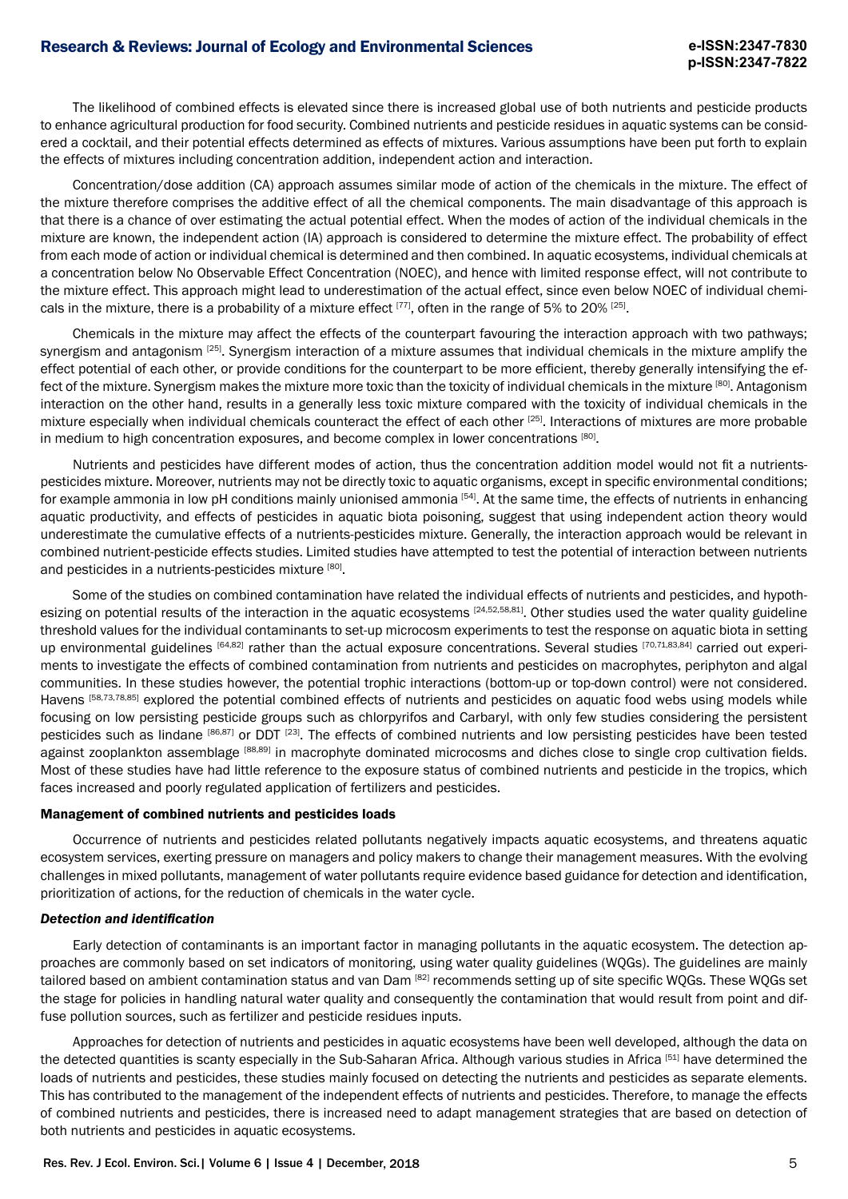The likelihood of combined effects is elevated since there is increased global use of both nutrients and pesticide products to enhance agricultural production for food security. Combined nutrients and pesticide residues in aquatic systems can be considered a cocktail, and their potential effects determined as effects of mixtures. Various assumptions have been put forth to explain the effects of mixtures including concentration addition, independent action and interaction.

Concentration/dose addition (CA) approach assumes similar mode of action of the chemicals in the mixture. The effect of the mixture therefore comprises the additive effect of all the chemical components. The main disadvantage of this approach is that there is a chance of over estimating the actual potential effect. When the modes of action of the individual chemicals in the mixture are known, the independent action (IA) approach is considered to determine the mixture effect. The probability of effect from each mode of action or individual chemical is determined and then combined. In aquatic ecosystems, individual chemicals at a concentration below No Observable Effect Concentration (NOEC), and hence with limited response effect, will not contribute to the mixture effect. This approach might lead to underestimation of the actual effect, since even below NOEC of individual chemicals in the mixture, there is a probability of a mixture effect [77], often in the range of 5% to 20% [25].

Chemicals in the mixture may affect the effects of the counterpart favouring the interaction approach with two pathways; synergism and antagonism [25]. Synergism interaction of a mixture assumes that individual chemicals in the mixture amplify the effect potential of each other, or provide conditions for the counterpart to be more efficient, thereby generally intensifying the effect of the mixture. Synergism makes the mixture more toxic than the toxicity of individual chemicals in the mixture [80]. Antagonism interaction on the other hand, results in a generally less toxic mixture compared with the toxicity of individual chemicals in the mixture especially when individual chemicals counteract the effect of each other [25]. Interactions of mixtures are more probable in medium to high concentration exposures, and become complex in lower concentrations [80].

Nutrients and pesticides have different modes of action, thus the concentration addition model would not fit a nutrients-pesticides mixture. Moreover, nutrients may not be directly toxic to aquatic organisms, except in specific environmental conditions; for example ammonia in low pH conditions mainly unionised ammonia [54]. At the same time, the effects of nutrients in enhancing aquatic productivity, and effects of pesticides in aquatic biota poisoning, suggest that using independent action theory would underestimate the cumulative effects of a nutrients-pesticides mixture. Generally, the interaction approach would be relevant in combined nutrient-pesticide effects studies. Limited studies have attempted to test the potential of interaction between nutrients and pesticides in a nutrients-pesticides mixture [80].

Some of the studies on combined contamination have related the individual effects of nutrients and pesticides, and hypothesizing on potential results of the interaction in the aquatic ecosystems [24,52,58,81]. Other studies used the water quality guideline threshold values for the individual contaminants to set-up microcosm experiments to test the response on aquatic biota in setting up environmental guidelines [64,82] rather than the actual exposure concentrations. Several studies [70,71,83,84] carried out experiments to investigate the effects of combined contamination from nutrients and pesticides on macrophytes, periphyton and algal communities. In these studies however, the potential trophic interactions (bottom-up or top-down control) were not considered. Havens [58,73,78,85] explored the potential combined effects of nutrients and pesticides on aquatic food webs using models while focusing on low persisting pesticide groups such as chlorpyrifos and Carbaryl, with only few studies considering the persistent pesticides such as lindane [86,87] or DDT [23]. The effects of combined nutrients and low persisting pesticides have been tested against zooplankton assemblage [88,89] in macrophyte dominated microcosms and diches close to single crop cultivation fields. Most of these studies have had little reference to the exposure status of combined nutrients and pesticide in the tropics, which faces increased and poorly regulated application of fertilizers and pesticides.

## Management of combined nutrients and pesticides loads

Occurrence of nutrients and pesticides related pollutants negatively impacts aquatic ecosystems, and threatens aquatic ecosystem services, exerting pressure on managers and policy makers to change their management measures. With the evolving challenges in mixed pollutants, management of water pollutants require evidence based guidance for detection and identification, prioritization of actions, for the reduction of chemicals in the water cycle.

### *Detection and identification*

Early detection of contaminants is an important factor in managing pollutants in the aquatic ecosystem. The detection approaches are commonly based on set indicators of monitoring, using water quality guidelines (WQGs). The guidelines are mainly tailored based on ambient contamination status and van Dam [82] recommends setting up of site specific WQGs. These WQGs set the stage for policies in handling natural water quality and consequently the contamination that would result from point and diffuse pollution sources, such as fertilizer and pesticide residues inputs.

Approaches for detection of nutrients and pesticides in aquatic ecosystems have been well developed, although the data on the detected quantities is scanty especially in the Sub-Saharan Africa. Although various studies in Africa [51] have determined the loads of nutrients and pesticides, these studies mainly focused on detecting the nutrients and pesticides as separate elements. This has contributed to the management of the independent effects of nutrients and pesticides. Therefore, to manage the effects of combined nutrients and pesticides, there is increased need to adapt management strategies that are based on detection of both nutrients and pesticides in aquatic ecosystems.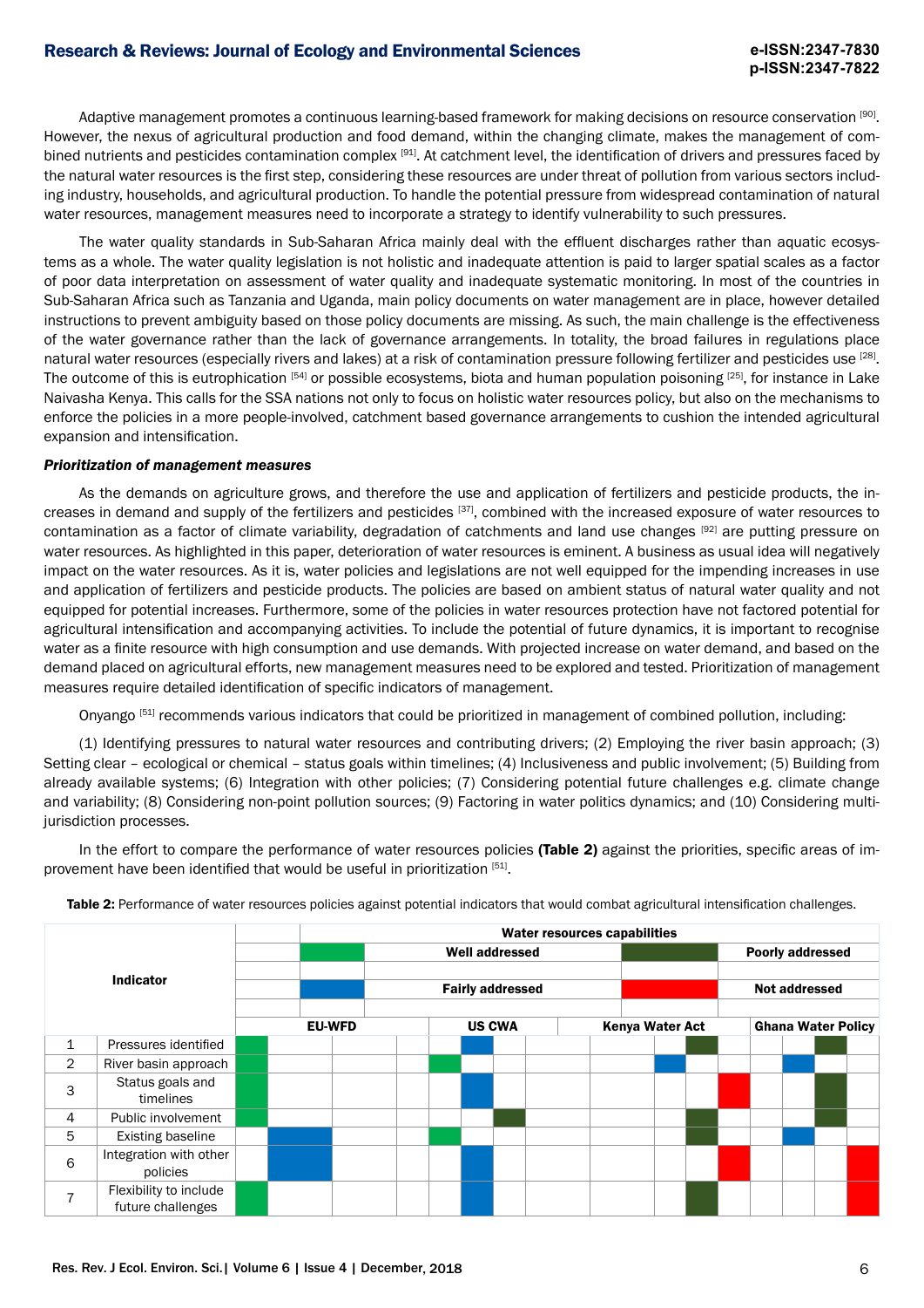Adaptive management promotes a continuous learning-based framework for making decisions on resource conservation [90]. However, the nexus of agricultural production and food demand, within the changing climate, makes the management of combined nutrients and pesticides contamination complex [91]. At catchment level, the identification of drivers and pressures faced by the natural water resources is the first step, considering these resources are under threat of pollution from various sectors including industry, households, and agricultural production. To handle the potential pressure from widespread contamination of natural water resources, management measures need to incorporate a strategy to identify vulnerability to such pressures.

The water quality standards in Sub-Saharan Africa mainly deal with the effluent discharges rather than aquatic ecosystems as a whole. The water quality legislation is not holistic and inadequate attention is paid to larger spatial scales as a factor of poor data interpretation on assessment of water quality and inadequate systematic monitoring. In most of the countries in Sub-Saharan Africa such as Tanzania and Uganda, main policy documents on water management are in place, however detailed instructions to prevent ambiguity based on those policy documents are missing. As such, the main challenge is the effectiveness of the water governance rather than the lack of governance arrangements. In totality, the broad failures in regulations place natural water resources (especially rivers and lakes) at a risk of contamination pressure following fertilizer and pesticides use [28]. The outcome of this is eutrophication [54] or possible ecosystems, biota and human population poisoning [25], for instance in Lake Naivasha Kenya. This calls for the SSA nations not only to focus on holistic water resources policy, but also on the mechanisms to enforce the policies in a more people-involved, catchment based governance arrangements to cushion the intended agricultural expansion and intensification.

***Prioritization of management measures***

As the demands on agriculture grows, and therefore the use and application of fertilizers and pesticide products, the increases in demand and supply of the fertilizers and pesticides [37], combined with the increased exposure of water resources to contamination as a factor of climate variability, degradation of catchments and land use changes [92] are putting pressure on water resources. As highlighted in this paper, deterioration of water resources is eminent. A business as usual idea will negatively impact on the water resources. As it is, water policies and legislations are not well equipped for the impending increases in use and application of fertilizers and pesticide products. The policies are based on ambient status of natural water quality and not equipped for potential increases. Furthermore, some of the policies in water resources protection have not factored potential for agricultural intensification and accompanying activities. To include the potential of future dynamics, it is important to recognise water as a finite resource with high consumption and use demands. With projected increase on water demand, and based on the demand placed on agricultural efforts, new management measures need to be explored and tested. Prioritization of management measures require detailed identification of specific indicators of management.

Onyango [51] recommends various indicators that could be prioritized in management of combined pollution, including:

(1) Identifying pressures to natural water resources and contributing drivers; (2) Employing the river basin approach; (3) Setting clear – ecological or chemical – status goals within timelines; (4) Inclusiveness and public involvement; (5) Building from already available systems; (6) Integration with other policies; (7) Considering potential future challenges e.g. climate change and variability; (8) Considering non-point pollution sources; (9) Factoring in water politics dynamics; and (10) Considering multi-jurisdiction processes.

In the effort to compare the performance of water resources policies **(Table 2)** against the priorities, specific areas of improvement have been identified that would be useful in prioritization [51].

**Table 2:** Performance of water resources policies against potential indicators that would combat agricultural intensification challenges.

Water resources capabilities (legend): green = Well addressed; dark green = Poorly addressed; blue = Fairly addressed; red = Not addressed

| | Indicator | EU-WFD | US CWA | Kenya Water Act | Ghana Water Policy |
|---|---|---|---|---|---|
| 1 | Pressures identified | Well addressed | Fairly addressed | Poorly addressed | Poorly addressed |
| 2 | River basin approach | Well addressed | Well addressed | Fairly addressed | Fairly addressed |
| 3 | Status goals and timelines | Well addressed | Fairly addressed | Not addressed | Poorly addressed |
| 4 | Public involvement | Well addressed | Poorly addressed | Poorly addressed | Poorly addressed |
| 5 | Existing baseline | Fairly addressed | Well addressed | Poorly addressed | Fairly addressed |
| 6 | Integration with other policies | Fairly addressed | Fairly addressed | Not addressed | Not addressed |
| 7 | Flexibility to include future challenges | Well addressed | Fairly addressed | Poorly addressed | Not addressed |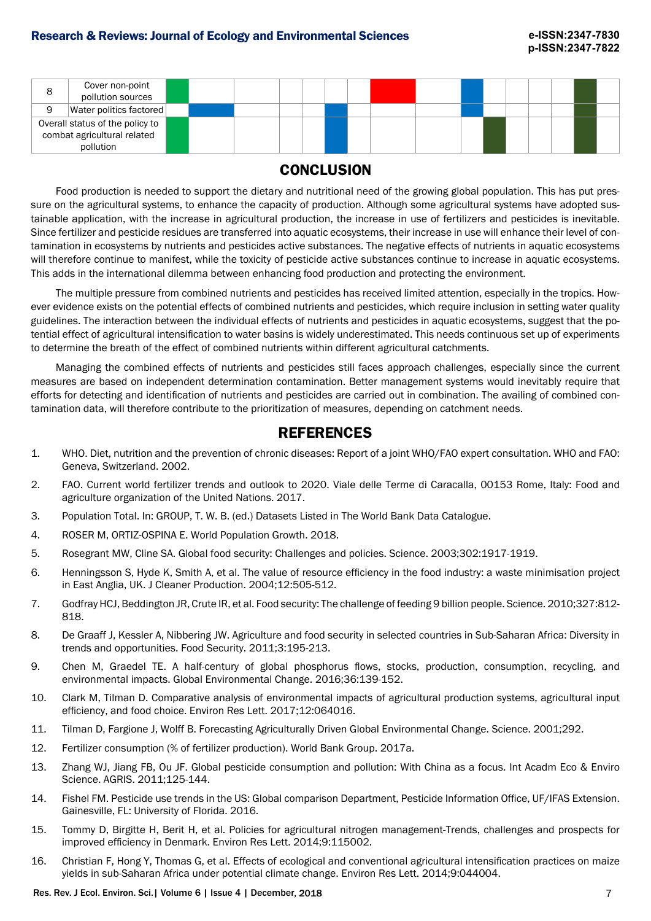| 8 | Cover non-point pollution sources | | | | | | | | | | | | | | | | |
|---|---|---|---|---|---|---|---|---|---|---|---|---|---|---|---|---|---|
| 9 | Water politics factored | | | | | | | | | | | | | | | | |
| Overall status of the policy to combat agricultural related pollution | | | | | | | | | | | | | | | | | |

## CONCLUSION

Food production is needed to support the dietary and nutritional need of the growing global population. This has put pressure on the agricultural systems, to enhance the capacity of production. Although some agricultural systems have adopted sustainable application, with the increase in agricultural production, the increase in use of fertilizers and pesticides is inevitable. Since fertilizer and pesticide residues are transferred into aquatic ecosystems, their increase in use will enhance their level of contamination in ecosystems by nutrients and pesticides active substances. The negative effects of nutrients in aquatic ecosystems will therefore continue to manifest, while the toxicity of pesticide active substances continue to increase in aquatic ecosystems. This adds in the international dilemma between enhancing food production and protecting the environment.

The multiple pressure from combined nutrients and pesticides has received limited attention, especially in the tropics. However evidence exists on the potential effects of combined nutrients and pesticides, which require inclusion in setting water quality guidelines. The interaction between the individual effects of nutrients and pesticides in aquatic ecosystems, suggest that the potential effect of agricultural intensification to water basins is widely underestimated. This needs continuous set up of experiments to determine the breath of the effect of combined nutrients within different agricultural catchments.

Managing the combined effects of nutrients and pesticides still faces approach challenges, especially since the current measures are based on independent determination contamination. Better management systems would inevitably require that efforts for detecting and identification of nutrients and pesticides are carried out in combination. The availing of combined contamination data, will therefore contribute to the prioritization of measures, depending on catchment needs.

## REFERENCES

1. WHO. Diet, nutrition and the prevention of chronic diseases: Report of a joint WHO/FAO expert consultation. WHO and FAO: Geneva, Switzerland. 2002.
2. FAO. Current world fertilizer trends and outlook to 2020. Viale delle Terme di Caracalla, 00153 Rome, Italy: Food and agriculture organization of the United Nations. 2017.
3. Population Total. In: GROUP, T. W. B. (ed.) Datasets Listed in The World Bank Data Catalogue.
4. ROSER M, ORTIZ-OSPINA E. World Population Growth. 2018.
5. Rosegrant MW, Cline SA. Global food security: Challenges and policies. Science. 2003;302:1917-1919.
6. Henningsson S, Hyde K, Smith A, et al. The value of resource efficiency in the food industry: a waste minimisation project in East Anglia, UK. J Cleaner Production. 2004;12:505-512.
7. Godfray HCJ, Beddington JR, Crute IR, et al. Food security: The challenge of feeding 9 billion people. Science. 2010;327:812-818.
8. De Graaff J, Kessler A, Nibbering JW. Agriculture and food security in selected countries in Sub-Saharan Africa: Diversity in trends and opportunities. Food Security. 2011;3:195-213.
9. Chen M, Graedel TE. A half-century of global phosphorus flows, stocks, production, consumption, recycling, and environmental impacts. Global Environmental Change. 2016;36:139-152.
10. Clark M, Tilman D. Comparative analysis of environmental impacts of agricultural production systems, agricultural input efficiency, and food choice. Environ Res Lett. 2017;12:064016.
11. Tilman D, Fargione J, Wolff B. Forecasting Agriculturally Driven Global Environmental Change. Science. 2001;292.
12. Fertilizer consumption (% of fertilizer production). World Bank Group. 2017a.
13. Zhang WJ, Jiang FB, Ou JF. Global pesticide consumption and pollution: With China as a focus. Int Acadm Eco & Enviro Science. AGRIS. 2011;125-144.
14. Fishel FM. Pesticide use trends in the US: Global comparison Department, Pesticide Information Office, UF/IFAS Extension. Gainesville, FL: University of Florida. 2016.
15. Tommy D, Birgitte H, Berit H, et al. Policies for agricultural nitrogen management-Trends, challenges and prospects for improved efficiency in Denmark. Environ Res Lett. 2014;9:115002.
16. Christian F, Hong Y, Thomas G, et al. Effects of ecological and conventional agricultural intensification practices on maize yields in sub-Saharan Africa under potential climate change. Environ Res Lett. 2014;9:044004.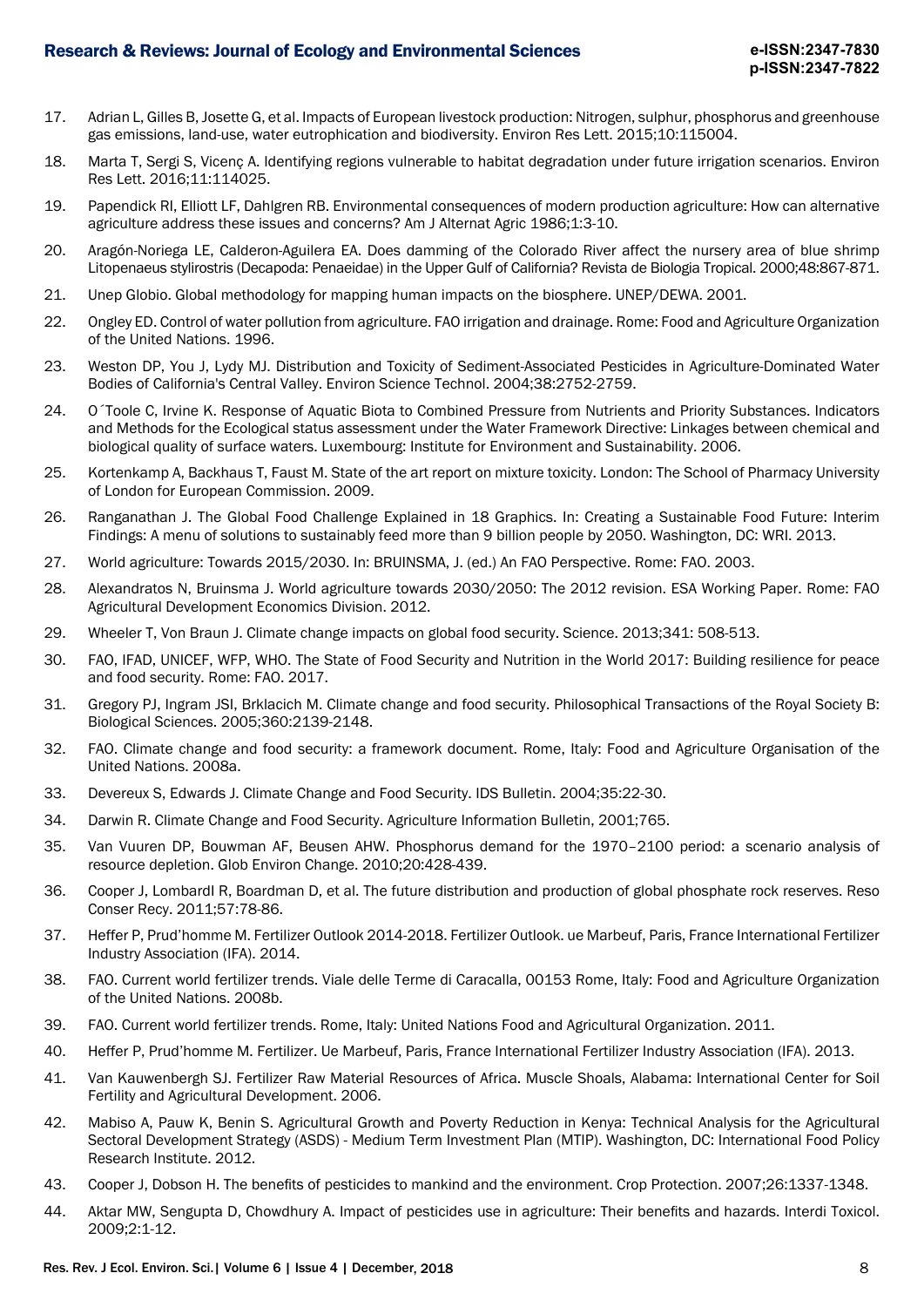17. Adrian L, Gilles B, Josette G, et al. Impacts of European livestock production: Nitrogen, sulphur, phosphorus and greenhouse gas emissions, land-use, water eutrophication and biodiversity. Environ Res Lett. 2015;10:115004.
18. Marta T, Sergi S, Vicenç A. Identifying regions vulnerable to habitat degradation under future irrigation scenarios. Environ Res Lett. 2016;11:114025.
19. Papendick RI, Elliott LF, Dahlgren RB. Environmental consequences of modern production agriculture: How can alternative agriculture address these issues and concerns? Am J Alternat Agric 1986;1:3-10.
20. Aragón-Noriega LE, Calderon-Aguilera EA. Does damming of the Colorado River affect the nursery area of blue shrimp Litopenaeus stylirostris (Decapoda: Penaeidae) in the Upper Gulf of California? Revista de Biologia Tropical. 2000;48:867-871.
21. Unep Globio. Global methodology for mapping human impacts on the biosphere. UNEP/DEWA. 2001.
22. Ongley ED. Control of water pollution from agriculture. FAO irrigation and drainage. Rome: Food and Agriculture Organization of the United Nations. 1996.
23. Weston DP, You J, Lydy MJ. Distribution and Toxicity of Sediment-Associated Pesticides in Agriculture-Dominated Water Bodies of California's Central Valley. Environ Science Technol. 2004;38:2752-2759.
24. O´Toole C, Irvine K. Response of Aquatic Biota to Combined Pressure from Nutrients and Priority Substances. Indicators and Methods for the Ecological status assessment under the Water Framework Directive: Linkages between chemical and biological quality of surface waters. Luxembourg: Institute for Environment and Sustainability. 2006.
25. Kortenkamp A, Backhaus T, Faust M. State of the art report on mixture toxicity. London: The School of Pharmacy University of London for European Commission. 2009.
26. Ranganathan J. The Global Food Challenge Explained in 18 Graphics. In: Creating a Sustainable Food Future: Interim Findings: A menu of solutions to sustainably feed more than 9 billion people by 2050. Washington, DC: WRI. 2013.
27. World agriculture: Towards 2015/2030. In: BRUINSMA, J. (ed.) An FAO Perspective. Rome: FAO. 2003.
28. Alexandratos N, Bruinsma J. World agriculture towards 2030/2050: The 2012 revision. ESA Working Paper. Rome: FAO Agricultural Development Economics Division. 2012.
29. Wheeler T, Von Braun J. Climate change impacts on global food security. Science. 2013;341: 508-513.
30. FAO, IFAD, UNICEF, WFP, WHO. The State of Food Security and Nutrition in the World 2017: Building resilience for peace and food security. Rome: FAO. 2017.
31. Gregory PJ, Ingram JSI, Brklacich M. Climate change and food security. Philosophical Transactions of the Royal Society B: Biological Sciences. 2005;360:2139-2148.
32. FAO. Climate change and food security: a framework document. Rome, Italy: Food and Agriculture Organisation of the United Nations. 2008a.
33. Devereux S, Edwards J. Climate Change and Food Security. IDS Bulletin. 2004;35:22-30.
34. Darwin R. Climate Change and Food Security. Agriculture Information Bulletin, 2001;765.
35. Van Vuuren DP, Bouwman AF, Beusen AHW. Phosphorus demand for the 1970–2100 period: a scenario analysis of resource depletion. Glob Environ Change. 2010;20:428-439.
36. Cooper J, Lombardl R, Boardman D, et al. The future distribution and production of global phosphate rock reserves. Reso Conser Recy. 2011;57:78-86.
37. Heffer P, Prud'homme M. Fertilizer Outlook 2014-2018. Fertilizer Outlook. ue Marbeuf, Paris, France International Fertilizer Industry Association (IFA). 2014.
38. FAO. Current world fertilizer trends. Viale delle Terme di Caracalla, 00153 Rome, Italy: Food and Agriculture Organization of the United Nations. 2008b.
39. FAO. Current world fertilizer trends. Rome, Italy: United Nations Food and Agricultural Organization. 2011.
40. Heffer P, Prud'homme M. Fertilizer. Ue Marbeuf, Paris, France International Fertilizer Industry Association (IFA). 2013.
41. Van Kauwenbergh SJ. Fertilizer Raw Material Resources of Africa. Muscle Shoals, Alabama: International Center for Soil Fertility and Agricultural Development. 2006.
42. Mabiso A, Pauw K, Benin S. Agricultural Growth and Poverty Reduction in Kenya: Technical Analysis for the Agricultural Sectoral Development Strategy (ASDS) - Medium Term Investment Plan (MTIP). Washington, DC: International Food Policy Research Institute. 2012.
43. Cooper J, Dobson H. The benefits of pesticides to mankind and the environment. Crop Protection. 2007;26:1337-1348.
44. Aktar MW, Sengupta D, Chowdhury A. Impact of pesticides use in agriculture: Their benefits and hazards. Interdi Toxicol. 2009;2:1-12.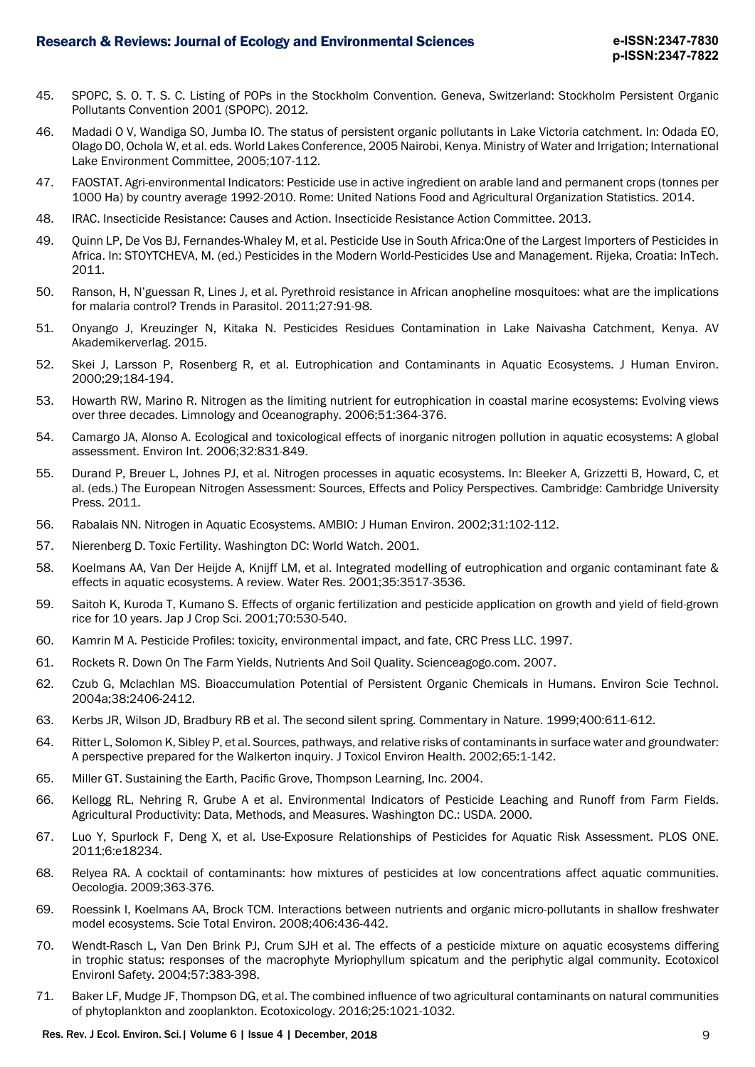45. SPOPC, S. O. T. S. C. Listing of POPs in the Stockholm Convention. Geneva, Switzerland: Stockholm Persistent Organic Pollutants Convention 2001 (SPOPC). 2012.

46. Madadi O V, Wandiga SO, Jumba IO. The status of persistent organic pollutants in Lake Victoria catchment. In: Odada EO, Olago DO, Ochola W, et al. eds. World Lakes Conference, 2005 Nairobi, Kenya. Ministry of Water and Irrigation; International Lake Environment Committee, 2005;107-112.

47. FAOSTAT. Agri-environmental Indicators: Pesticide use in active ingredient on arable land and permanent crops (tonnes per 1000 Ha) by country average 1992-2010. Rome: United Nations Food and Agricultural Organization Statistics. 2014.

48. IRAC. Insecticide Resistance: Causes and Action. Insecticide Resistance Action Committee. 2013.

49. Quinn LP, De Vos BJ, Fernandes-Whaley M, et al. Pesticide Use in South Africa:One of the Largest Importers of Pesticides in Africa. In: STOYTCHEVA, M. (ed.) Pesticides in the Modern World-Pesticides Use and Management. Rijeka, Croatia: InTech. 2011.

50. Ranson, H, N'guessan R, Lines J, et al. Pyrethroid resistance in African anopheline mosquitoes: what are the implications for malaria control? Trends in Parasitol. 2011;27:91-98.

51. Onyango J, Kreuzinger N, Kitaka N. Pesticides Residues Contamination in Lake Naivasha Catchment, Kenya. AV Akademikerverlag. 2015.

52. Skei J, Larsson P, Rosenberg R, et al. Eutrophication and Contaminants in Aquatic Ecosystems. J Human Environ. 2000;29;184-194.

53. Howarth RW, Marino R. Nitrogen as the limiting nutrient for eutrophication in coastal marine ecosystems: Evolving views over three decades. Limnology and Oceanography. 2006;51:364-376.

54. Camargo JA, Alonso A. Ecological and toxicological effects of inorganic nitrogen pollution in aquatic ecosystems: A global assessment. Environ Int. 2006;32:831-849.

55. Durand P, Breuer L, Johnes PJ, et al. Nitrogen processes in aquatic ecosystems. In: Bleeker A, Grizzetti B, Howard, C, et al. (eds.) The European Nitrogen Assessment: Sources, Effects and Policy Perspectives. Cambridge: Cambridge University Press. 2011.

56. Rabalais NN. Nitrogen in Aquatic Ecosystems. AMBIO: J Human Environ. 2002;31:102-112.

57. Nierenberg D. Toxic Fertility. Washington DC: World Watch. 2001.

58. Koelmans AA, Van Der Heijde A, Knijff LM, et al. Integrated modelling of eutrophication and organic contaminant fate & effects in aquatic ecosystems. A review. Water Res. 2001;35:3517-3536.

59. Saitoh K, Kuroda T, Kumano S. Effects of organic fertilization and pesticide application on growth and yield of field-grown rice for 10 years. Jap J Crop Sci. 2001;70:530-540.

60. Kamrin M A. Pesticide Profiles: toxicity, environmental impact, and fate, CRC Press LLC. 1997.

61. Rockets R. Down On The Farm Yields, Nutrients And Soil Quality. Scienceagogo.com. 2007.

62. Czub G, Mclachlan MS. Bioaccumulation Potential of Persistent Organic Chemicals in Humans. Environ Scie Technol. 2004a;38:2406-2412.

63. Kerbs JR, Wilson JD, Bradbury RB et al. The second silent spring. Commentary in Nature. 1999;400:611-612.

64. Ritter L, Solomon K, Sibley P, et al. Sources, pathways, and relative risks of contaminants in surface water and groundwater: A perspective prepared for the Walkerton inquiry. J Toxicol Environ Health. 2002;65:1-142.

65. Miller GT. Sustaining the Earth, Pacific Grove, Thompson Learning, Inc. 2004.

66. Kellogg RL, Nehring R, Grube A et al. Environmental Indicators of Pesticide Leaching and Runoff from Farm Fields. Agricultural Productivity: Data, Methods, and Measures. Washington DC.: USDA. 2000.

67. Luo Y, Spurlock F, Deng X, et al. Use-Exposure Relationships of Pesticides for Aquatic Risk Assessment. PLOS ONE. 2011;6:e18234.

68. Relyea RA. A cocktail of contaminants: how mixtures of pesticides at low concentrations affect aquatic communities. Oecologia. 2009;363-376.

69. Roessink I, Koelmans AA, Brock TCM. Interactions between nutrients and organic micro-pollutants in shallow freshwater model ecosystems. Scie Total Environ. 2008;406:436-442.

70. Wendt-Rasch L, Van Den Brink PJ, Crum SJH et al. The effects of a pesticide mixture on aquatic ecosystems differing in trophic status: responses of the macrophyte Myriophyllum spicatum and the periphytic algal community. Ecotoxicol Environl Safety. 2004;57:383-398.

71. Baker LF, Mudge JF, Thompson DG, et al. The combined influence of two agricultural contaminants on natural communities of phytoplankton and zooplankton. Ecotoxicology. 2016;25:1021-1032.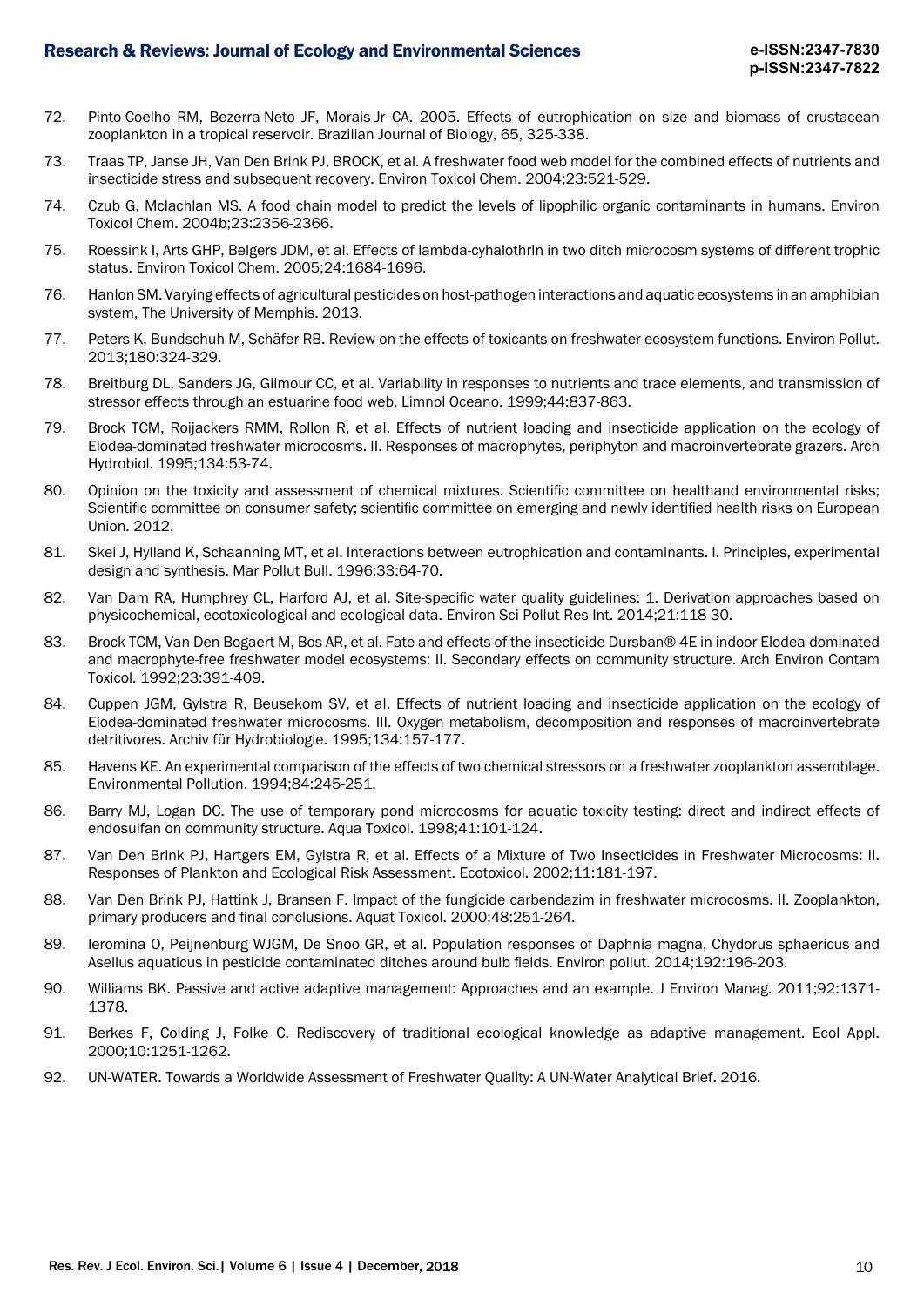72. Pinto-Coelho RM, Bezerra-Neto JF, Morais-Jr CA. 2005. Effects of eutrophication on size and biomass of crustacean zooplankton in a tropical reservoir. Brazilian Journal of Biology, 65, 325-338.

73. Traas TP, Janse JH, Van Den Brink PJ, BROCK, et al. A freshwater food web model for the combined effects of nutrients and insecticide stress and subsequent recovery. Environ Toxicol Chem. 2004;23:521-529.

74. Czub G, Mclachlan MS. A food chain model to predict the levels of lipophilic organic contaminants in humans. Environ Toxicol Chem. 2004b;23:2356-2366.

75. Roessink I, Arts GHP, Belgers JDM, et al. Effects of lambda-cyhalothrIn in two ditch microcosm systems of different trophic status. Environ Toxicol Chem. 2005;24:1684-1696.

76. Hanlon SM. Varying effects of agricultural pesticides on host-pathogen interactions and aquatic ecosystems in an amphibian system, The University of Memphis. 2013.

77. Peters K, Bundschuh M, Schäfer RB. Review on the effects of toxicants on freshwater ecosystem functions. Environ Pollut. 2013;180:324-329.

78. Breitburg DL, Sanders JG, Gilmour CC, et al. Variability in responses to nutrients and trace elements, and transmission of stressor effects through an estuarine food web. Limnol Oceano. 1999;44:837-863.

79. Brock TCM, Roijackers RMM, Rollon R, et al. Effects of nutrient loading and insecticide application on the ecology of Elodea-dominated freshwater microcosms. II. Responses of macrophytes, periphyton and macroinvertebrate grazers. Arch Hydrobiol. 1995;134:53-74.

80. Opinion on the toxicity and assessment of chemical mixtures. Scientific committee on healthand environmental risks; Scientific committee on consumer safety; scientific committee on emerging and newly identified health risks on European Union. 2012.

81. Skei J, Hylland K, Schaanning MT, et al. Interactions between eutrophication and contaminants. I. Principles, experimental design and synthesis. Mar Pollut Bull. 1996;33:64-70.

82. Van Dam RA, Humphrey CL, Harford AJ, et al. Site-specific water quality guidelines: 1. Derivation approaches based on physicochemical, ecotoxicological and ecological data. Environ Sci Pollut Res Int. 2014;21:118-30.

83. Brock TCM, Van Den Bogaert M, Bos AR, et al. Fate and effects of the insecticide Dursban® 4E in indoor Elodea-dominated and macrophyte-free freshwater model ecosystems: II. Secondary effects on community structure. Arch Environ Contam Toxicol. 1992;23:391-409.

84. Cuppen JGM, Gylstra R, Beusekom SV, et al. Effects of nutrient loading and insecticide application on the ecology of Elodea-dominated freshwater microcosms. III. Oxygen metabolism, decomposition and responses of macroinvertebrate detritivores. Archiv für Hydrobiologie. 1995;134:157-177.

85. Havens KE. An experimental comparison of the effects of two chemical stressors on a freshwater zooplankton assemblage. Environmental Pollution. 1994;84:245-251.

86. Barry MJ, Logan DC. The use of temporary pond microcosms for aquatic toxicity testing: direct and indirect effects of endosulfan on community structure. Aqua Toxicol. 1998;41:101-124.

87. Van Den Brink PJ, Hartgers EM, Gylstra R, et al. Effects of a Mixture of Two Insecticides in Freshwater Microcosms: II. Responses of Plankton and Ecological Risk Assessment. Ecotoxicol. 2002;11:181-197.

88. Van Den Brink PJ, Hattink J, Bransen F. Impact of the fungicide carbendazim in freshwater microcosms. II. Zooplankton, primary producers and final conclusions. Aquat Toxicol. 2000;48:251-264.

89. Ieromina O, Peijnenburg WJGM, De Snoo GR, et al. Population responses of Daphnia magna, Chydorus sphaericus and Asellus aquaticus in pesticide contaminated ditches around bulb fields. Environ pollut. 2014;192:196-203.

90. Williams BK. Passive and active adaptive management: Approaches and an example. J Environ Manag. 2011;92:1371-1378.

91. Berkes F, Colding J, Folke C. Rediscovery of traditional ecological knowledge as adaptive management. Ecol Appl. 2000;10:1251-1262.

92. UN-WATER. Towards a Worldwide Assessment of Freshwater Quality: A UN-Water Analytical Brief. 2016.